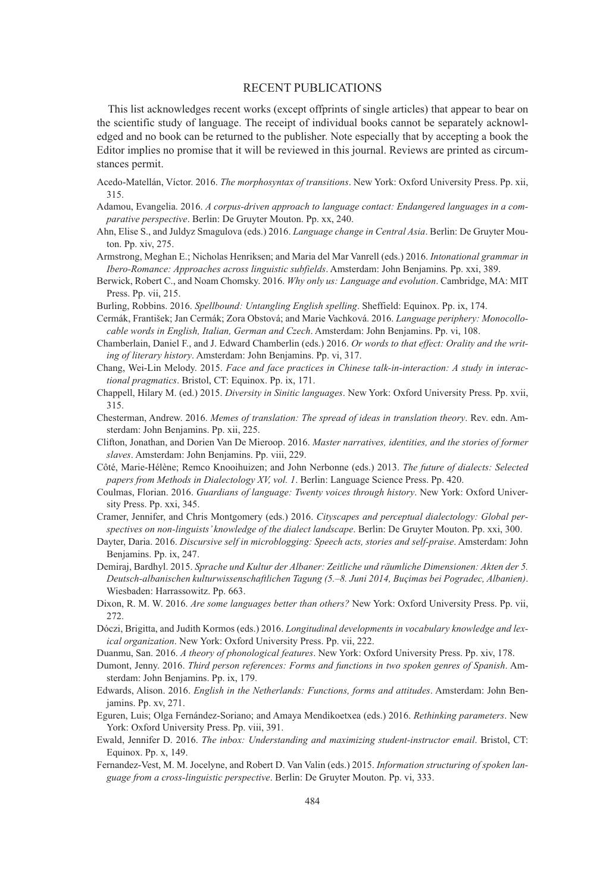# RECENT PUBLICATIONS

This list acknowledges recent works (except offprints of single articles) that appear to bear on the scientific study of language. The receipt of individual books cannot be separately acknowledged and no book can be returned to the publisher. Note especially that by accepting a book the Editor implies no promise that it will be reviewed in this journal. Reviews are printed as circumstances permit.

Acedo-Matellán, Víctor. 2016. *The morphosyntax of transitions*. New York: Oxford University Press. Pp. xii, 315.

Adamou, Evangelia. 2016. *A corpus-driven approach to language contact: Endangered languages in a comparative perspective*. Berlin: De Gruyter Mouton. Pp. xx, 240.

Ahn, Elise S., and Juldyz Smagulova (eds.) 2016. *Language change in Central Asia*. Berlin: De Gruyter Mouton. Pp. xiv, 275.

Armstrong, Meghan E.; Nicholas Henriksen; and Maria del Mar Vanrell (eds.) 2016. *Intonational grammar in Ibero-Romance: Approaches across linguistic subfields*. Amsterdam: John Benjamins. Pp. xxi, 389.

Berwick, Robert C., and Noam Chomsky. 2016. *Why only us: Language and evolution*. Cambridge, MA: MIT Press. Pp. vii, 215.

Burling, Robbins. 2016. *Spellbound: Untangling English spelling*. Sheffield: Equinox. Pp. ix, 174.

Cermák, František; Jan Cermák; Zora Obstová; and Marie Vachková. 2016. *Language periphery: Monocollocable words in English, Italian, German and Czech*. Amsterdam: John Benjamins. Pp. vi, 108.

Chamberlain, Daniel F., and J. Edward Chamberlin (eds.) 2016. *Or words to that effect: Orality and the writing of literary history*. Amsterdam: John Benjamins. Pp. vi, 317.

Chang, Wei-Lin Melody. 2015. *Face and face practices in Chinese talk-in-interaction: A study in interactional pragmatics*. Bristol, CT: Equinox. Pp. ix, 171.

Chappell, Hilary M. (ed.) 2015. *Diversity in Sinitic languages*. New York: Oxford University Press. Pp. xvii, 315.

Chesterman, Andrew. 2016. *Memes of translation: The spread of ideas in translation theory*. Rev. edn. Amsterdam: John Benjamins. Pp. xii, 225.

Clifton, Jonathan, and Dorien Van De Mieroop. 2016. *Master narratives, identities, and the stories of former slaves*. Amsterdam: John Benjamins. Pp. viii, 229.

Côté, Marie-Hélène; Remco Knooihuizen; and John Nerbonne (eds.) 2013. *The future of dialects: Selected papers from Methods in Dialectology XV, vol. 1*. Berlin: Language Science Press. Pp. 420.

Coulmas, Florian. 2016. *Guardians of language: Twenty voices through history*. New York: Oxford University Press. Pp. xxi, 345.

Cramer, Jennifer, and Chris Montgomery (eds.) 2016. *Cityscapes and perceptual dialectology: Global perspectives on non-linguists' knowledge of the dialect landscape*. Berlin: De Gruyter Mouton. Pp. xxi, 300.

Dayter, Daria. 2016. *Discursive self in microblogging: Speech acts, stories and self-praise*. Amsterdam: John Benjamins. Pp. ix, 247.

Demiraj, Bardhyl. 2015. *Sprache und Kultur der Albaner: Zeitliche und räumliche Dimensionen: Akten der 5. Deutsch-albanischen kulturwissenschaftlichen Tagung (5.–8. Juni 2014, Buçimas bei Pogradec, Albanien)*. Wiesbaden: Harrassowitz. Pp. 663.

Dixon, R. M. W. 2016. *Are some languages better than others?* New York: Oxford University Press. Pp. vii, 272.

Dóczi, Brigitta, and Judith Kormos (eds.) 2016. *Longitudinal developments in vocabulary knowledge and lexical organization*. New York: Oxford University Press. Pp. vii, 222.

Duanmu, San. 2016. *A theory of phonological features*. New York: Oxford University Press. Pp. xiv, 178.

Dumont, Jenny. 2016. *Third person references: Forms and functions in two spoken genres of Spanish*. Amsterdam: John Benjamins. Pp. ix, 179.

Edwards, Alison. 2016. *English in the Netherlands: Functions, forms and attitudes*. Amsterdam: John Benjamins. Pp. xv, 271.

Eguren, Luis; Olga Fernández-Soriano; and Amaya Mendikoetxea (eds.) 2016. *Rethinking parameters*. New York: Oxford University Press. Pp. viii, 391.

Ewald, Jennifer D. 2016. *The inbox: Understanding and maximizing student-instructor email*. Bristol, CT: Equinox. Pp. x, 149.

Fernandez-Vest, M. M. Jocelyne, and Robert D. Van Valin (eds.) 2015. *Information structuring of spoken language from a cross-linguistic perspective*. Berlin: De Gruyter Mouton. Pp. vi, 333.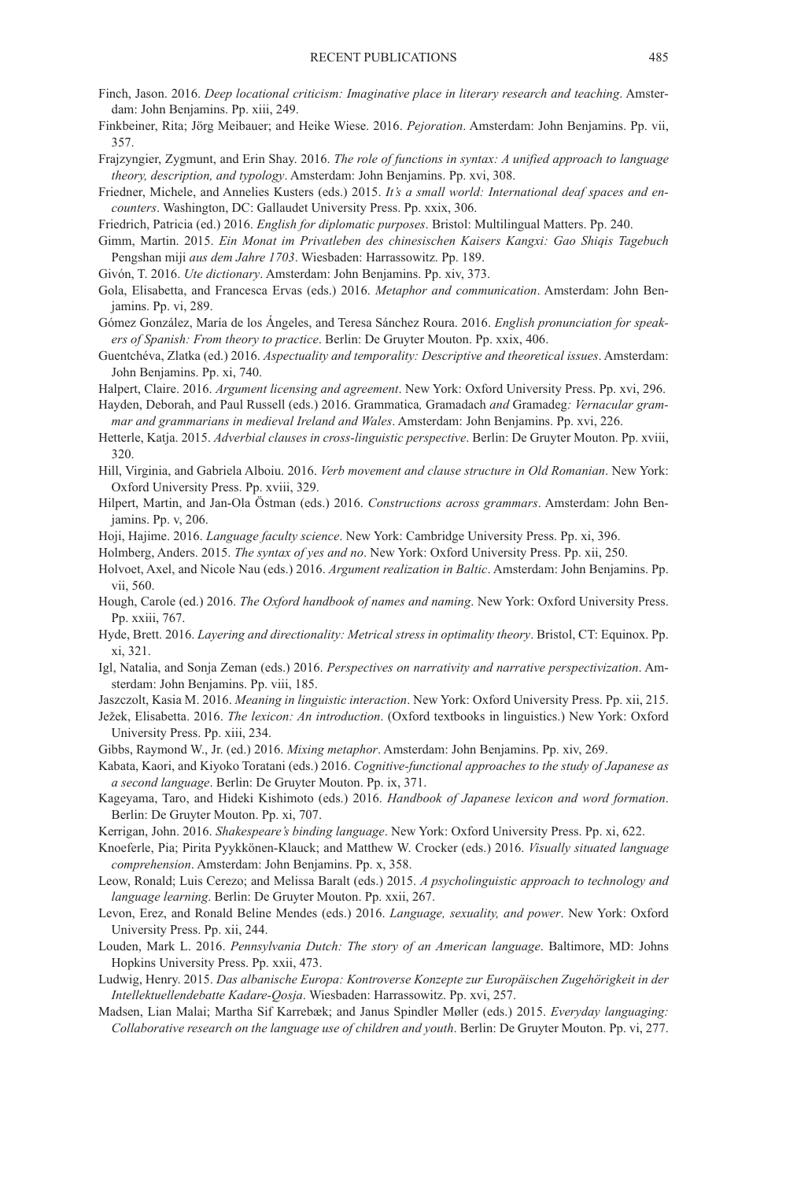Finch, Jason. 2016. *Deep locational criticism: Imaginative place in literary research and teaching*. Amsterdam: John Benjamins. Pp. xiii, 249.

Finkbeiner, Rita; Jörg Meibauer; and Heike Wiese. 2016. *Pejoration*. Amsterdam: John Benjamins. Pp. vii, 357.

Frajzyngier, Zygmunt, and Erin Shay. 2016. *The role of functions in syntax: A unified approach to language theory, description, and typology*. Amsterdam: John Benjamins. Pp. xvi, 308.

Friedner, Michele, and Annelies Kusters (eds.) 2015. *It's a small world: International deaf spaces and encounters*. Washington, DC: Gallaudet University Press. Pp. xxix, 306.

Friedrich, Patricia (ed.) 2016. *English for diplomatic purposes*. Bristol: Multilingual Matters. Pp. 240.

Gimm, Martin. 2015. *Ein Monat im Privatleben des chinesischen Kaisers Kangxi: Gao Shiqis Tagebuch* Pengshan miji *aus dem Jahre 1703*. Wiesbaden: Harrassowitz. Pp. 189.

Givón, T. 2016. *Ute dictionary*. Amsterdam: John Benjamins. Pp. xiv, 373.

Gola, Elisabetta, and Francesca Ervas (eds.) 2016. *Metaphor and communication*. Amsterdam: John Benjamins. Pp. vi, 289.

Gómez González, María de los Ángeles, and Teresa Sánchez Roura. 2016. *English pronunciation for speakers of Spanish: From theory to practice*. Berlin: De Gruyter Mouton. Pp. xxix, 406.

Guentchéva, Zlatka (ed.) 2016. *Aspectuality and temporality: Descriptive and theoretical issues*. Amsterdam: John Benjamins. Pp. xi, 740.

Halpert, Claire. 2016. *Argument licensing and agreement*. New York: Oxford University Press. Pp. xvi, 296.

Hayden, Deborah, and Paul Russell (eds.) 2016. Grammatica*,* Gramadach *and* Gramadeg*: Vernacular grammar and grammarians in medieval Ireland and Wales*. Amsterdam: John Benjamins. Pp. xvi, 226.

Hetterle, Katja. 2015. *Adverbial clauses in cross-linguistic perspective*. Berlin: De Gruyter Mouton. Pp. xviii, 320.

Hill, Virginia, and Gabriela Alboiu. 2016. *Verb movement and clause structure in Old Romanian*. New York: Oxford University Press. Pp. xviii, 329.

Hilpert, Martin, and Jan-Ola Östman (eds.) 2016. *Constructions across grammars*. Amsterdam: John Benjamins. Pp. v, 206.

Hoji, Hajime. 2016. *Language faculty science*. New York: Cambridge University Press. Pp. xi, 396.

Holmberg, Anders. 2015. *The syntax of yes and no*. New York: Oxford University Press. Pp. xii, 250.

Holvoet, Axel, and Nicole Nau (eds.) 2016. *Argument realization in Baltic*. Amsterdam: John Benjamins. Pp. vii, 560.

Hough, Carole (ed.) 2016. *The Oxford handbook of names and naming*. New York: Oxford University Press. Pp. xxiii, 767.

Hyde, Brett. 2016. *Layering and directionality: Metrical stress in optimality theory*. Bristol, CT: Equinox. Pp. xi, 321.

Igl, Natalia, and Sonja Zeman (eds.) 2016. *Perspectives on narrativity and narrative perspectivization*. Amsterdam: John Benjamins. Pp. viii, 185.

Jaszczolt, Kasia M. 2016. *Meaning in linguistic interaction*. New York: Oxford University Press. Pp. xii, 215.

Ježek, Elisabetta. 2016. *The lexicon: An introduction*. (Oxford textbooks in linguistics.) New York: Oxford University Press. Pp. xiii, 234.

Gibbs, Raymond W., Jr. (ed.) 2016. *Mixing metaphor*. Amsterdam: John Benjamins. Pp. xiv, 269.

Kabata, Kaori, and Kiyoko Toratani (eds.) 2016. *Cognitive-functional approaches to the study of Japanese as a second language*. Berlin: De Gruyter Mouton. Pp. ix, 371.

Kageyama, Taro, and Hideki Kishimoto (eds.) 2016. *Handbook of Japanese lexicon and word formation*. Berlin: De Gruyter Mouton. Pp. xi, 707.

Kerrigan, John. 2016. *Shakespeare's binding language*. New York: Oxford University Press. Pp. xi, 622.

Knoeferle, Pia; Pirita Pyykkönen-Klauck; and Matthew W. Crocker (eds.) 2016. *Visually situated language comprehension*. Amsterdam: John Benjamins. Pp. x, 358.

Leow, Ronald; Luis Cerezo; and Melissa Baralt (eds.) 2015. *A psycholinguistic approach to technology and language learning*. Berlin: De Gruyter Mouton. Pp. xxii, 267.

Levon, Erez, and Ronald Beline Mendes (eds.) 2016. *Language, sexuality, and power*. New York: Oxford University Press. Pp. xii, 244.

Louden, Mark L. 2016. *Pennsylvania Dutch: The story of an American language*. Baltimore, MD: Johns Hopkins University Press. Pp. xxii, 473.

Ludwig, Henry. 2015. *Das albanische Europa: Kontroverse Konzepte zur Europäischen Zugehörigkeit in der Intellektuellendebatte Kadare-Qosja*. Wiesbaden: Harrassowitz. Pp. xvi, 257.

Madsen, Lian Malai; Martha Sif Karrebæk; and Janus Spindler Møller (eds.) 2015. *Everyday languaging: Collaborative research on the language use of children and youth*. Berlin: De Gruyter Mouton. Pp. vi, 277.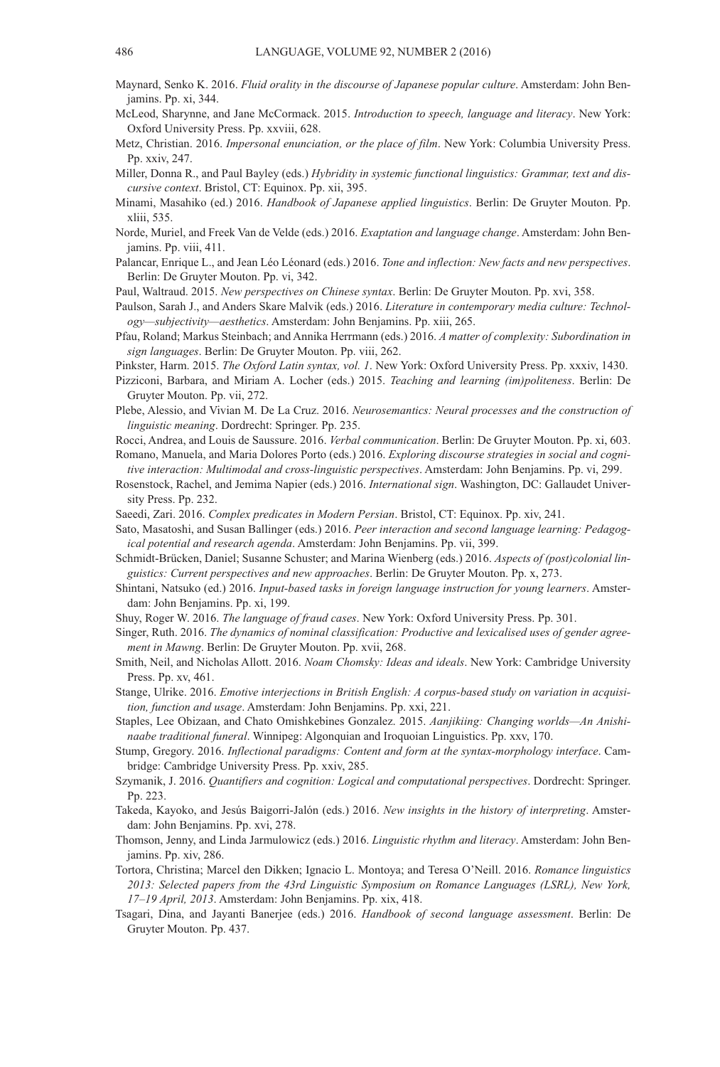Maynard, Senko K. 2016. *Fluid orality in the discourse of Japanese popular culture*. Amsterdam: John Benjamins. Pp. xi, 344.

McLeod, Sharynne, and Jane McCormack. 2015. *Introduction to speech, language and literacy*. New York: Oxford University Press. Pp. xxviii, 628.

Metz, Christian. 2016. *Impersonal enunciation, or the place of film*. New York: Columbia University Press. Pp. xxiv, 247.

Miller, Donna R., and Paul Bayley (eds.) *Hybridity in systemic functional linguistics: Grammar, text and discursive context*. Bristol, CT: Equinox. Pp. xii, 395.

Minami, Masahiko (ed.) 2016. *Handbook of Japanese applied linguistics*. Berlin: De Gruyter Mouton. Pp. xliii, 535.

Norde, Muriel, and Freek Van de Velde (eds.) 2016. *Exaptation and language change*. Amsterdam: John Benjamins. Pp. viii, 411.

Palancar, Enrique L., and Jean Léo Léonard (eds.) 2016. *Tone and inflection: New facts and new perspectives*. Berlin: De Gruyter Mouton. Pp. vi, 342.

Paul, Waltraud. 2015. *New perspectives on Chinese syntax*. Berlin: De Gruyter Mouton. Pp. xvi, 358.

Paulson, Sarah J., and Anders Skare Malvik (eds.) 2016. *Literature in contemporary media culture: Technology—subjectivity—aesthetics*. Amsterdam: John Benjamins. Pp. xiii, 265.

Pfau, Roland; Markus Steinbach; and Annika Herrmann (eds.) 2016. *A matter of complexity: Subordination in sign languages*. Berlin: De Gruyter Mouton. Pp. viii, 262.

Pinkster, Harm. 2015. *The Oxford Latin syntax, vol. 1*. New York: Oxford University Press. Pp. xxxiv, 1430.

Pizziconi, Barbara, and Miriam A. Locher (eds.) 2015. *Teaching and learning (im)politeness*. Berlin: De Gruyter Mouton. Pp. vii, 272.

Plebe, Alessio, and Vivian M. De La Cruz. 2016. *Neurosemantics: Neural processes and the construction of linguistic meaning*. Dordrecht: Springer. Pp. 235.

Rocci, Andrea, and Louis de Saussure. 2016. *Verbal communication*. Berlin: De Gruyter Mouton. Pp. xi, 603.

Romano, Manuela, and Maria Dolores Porto (eds.) 2016. *Exploring discourse strategies in social and cognitive interaction: Multimodal and cross-linguistic perspectives*. Amsterdam: John Benjamins. Pp. vi, 299.

Rosenstock, Rachel, and Jemima Napier (eds.) 2016. *International sign*. Washington, DC: Gallaudet University Press. Pp. 232.

Saeedi, Zari. 2016. *Complex predicates in Modern Persian*. Bristol, CT: Equinox. Pp. xiv, 241.

Sato, Masatoshi, and Susan Ballinger (eds.) 2016. *Peer interaction and second language learning: Pedagogical potential and research agenda*. Amsterdam: John Benjamins. Pp. vii, 399.

Schmidt-Brücken, Daniel; Susanne Schuster; and Marina Wienberg (eds.) 2016. *Aspects of (post)colonial linguistics: Current perspectives and new approaches*. Berlin: De Gruyter Mouton. Pp. x, 273.

Shintani, Natsuko (ed.) 2016. *Input-based tasks in foreign language instruction for young learners*. Amsterdam: John Benjamins. Pp. xi, 199.

Shuy, Roger W. 2016. *The language of fraud cases*. New York: Oxford University Press. Pp. 301.

Singer, Ruth. 2016. *The dynamics of nominal classification: Productive and lexicalised uses of gender agreement in Mawng*. Berlin: De Gruyter Mouton. Pp. xvii, 268.

Smith, Neil, and Nicholas Allott. 2016. *Noam Chomsky: Ideas and ideals*. New York: Cambridge University Press. Pp. xv, 461.

Stange, Ulrike. 2016. *Emotive interjections in British English: A corpus-based study on variation in acquisition, function and usage*. Amsterdam: John Benjamins. Pp. xxi, 221.

Staples, Lee Obizaan, and Chato Omishkebines Gonzalez. 2015. *Aanjikiing: Changing worlds—An Anishinaabe traditional funeral*. Winnipeg: Algonquian and Iroquoian Linguistics. Pp. xxv, 170.

Stump, Gregory. 2016. *Inflectional paradigms: Content and form at the syntax-morphology interface*. Cambridge: Cambridge University Press. Pp. xxiv, 285.

Szymanik, J. 2016. *Quantifiers and cognition: Logical and computational perspectives*. Dordrecht: Springer. Pp. 223.

Takeda, Kayoko, and Jesús Baigorri-Jalón (eds.) 2016. *New insights in the history of interpreting*. Amsterdam: John Benjamins. Pp. xvi, 278.

Thomson, Jenny, and Linda Jarmulowicz (eds.) 2016. *Linguistic rhythm and literacy*. Amsterdam: John Benjamins. Pp. xiv, 286.

Tortora, Christina; Marcel den Dikken; Ignacio L. Montoya; and Teresa O'Neill. 2016. *Romance linguistics 2013: Selected papers from the 43rd Linguistic Symposium on Romance Languages (LSRL), New York, 17–19 April, 2013*. Amsterdam: John Benjamins. Pp. xix, 418.

Tsagari, Dina, and Jayanti Banerjee (eds.) 2016. *Handbook of second language assessment*. Berlin: De Gruyter Mouton. Pp. 437.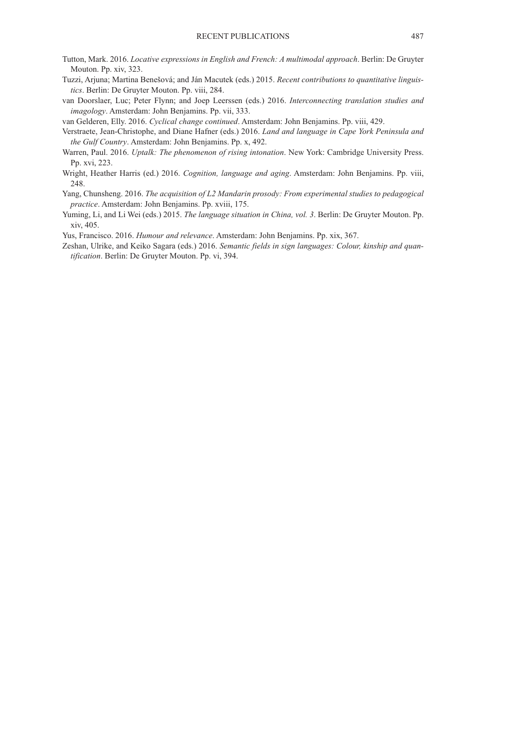Tutton, Mark. 2016. *Locative expressions in English and French: A multimodal approach*. Berlin: De Gruyter Mouton. Pp. xiv, 323.

Tuzzi, Arjuna; Martina Benešová; and Ján Macutek (eds.) 2015. *Recent contributions to quantitative linguistics*. Berlin: De Gruyter Mouton. Pp. viii, 284.

van Doorslaer, Luc; Peter Flynn; and Joep Leerssen (eds.) 2016. *Interconnecting translation studies and imagology*. Amsterdam: John Benjamins. Pp. vii, 333.

van Gelderen, Elly. 2016. *Cyclical change continued*. Amsterdam: John Benjamins. Pp. viii, 429.

Verstraete, Jean-Christophe, and Diane Hafner (eds.) 2016. *Land and language in Cape York Peninsula and the Gulf Country*. Amsterdam: John Benjamins. Pp. x, 492.

Warren, Paul. 2016. *Uptalk: The phenomenon of rising intonation*. New York: Cambridge University Press. Pp. xvi, 223.

Wright, Heather Harris (ed.) 2016. *Cognition, language and aging*. Amsterdam: John Benjamins. Pp. viii, 248.

Yang, Chunsheng. 2016. *The acquisition of L2 Mandarin prosody: From experimental studies to pedagogical practice*. Amsterdam: John Benjamins. Pp. xviii, 175.

Yuming, Li, and Li Wei (eds.) 2015. *The language situation in China, vol. 3*. Berlin: De Gruyter Mouton. Pp. xiv, 405.

Yus, Francisco. 2016. *Humour and relevance*. Amsterdam: John Benjamins. Pp. xix, 367.

Zeshan, Ulrike, and Keiko Sagara (eds.) 2016. *Semantic fields in sign languages: Colour, kinship and quantification*. Berlin: De Gruyter Mouton. Pp. vi, 394.